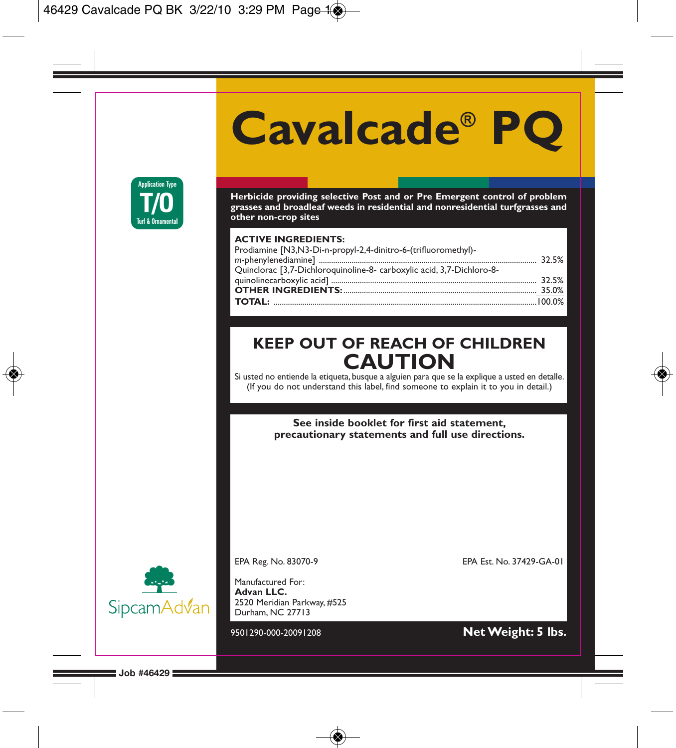# Cavalcade® PQ

Application Type
**T/O**
Turf & Ornamental

**Herbicide providing selective Post and or Pre Emergent control of problem grasses and broadleaf weeds in residential and nonresidential turfgrasses and other non-crop sites**

| | |
|---|---|
| **ACTIVE INGREDIENTS:** | |
| Prodiamine [N3,N3-Di-n-propyl-2,4-dinitro-6-(trifluoromethyl)-*m*-phenylenediamine] | 32.5% |
| Quinclorac [3,7-Dichloroquinoline-8- carboxylic acid, 3,7-Dichloro-8-quinolinecarboxylic acid] | 32.5% |
| **OTHER INGREDIENTS:** | 35.0% |
| **TOTAL:** | 100.0% |

## KEEP OUT OF REACH OF CHILDREN
## CAUTION

Si usted no entiende la etiqueta, busque a alguien para que se la explique a usted en detalle. (If you do not understand this label, find someone to explain it to you in detail.)

**See inside booklet for first aid statement, precautionary statements and full use directions.**

EPA Reg. No. 83070-9

EPA Est. No. 37429-GA-01

Manufactured For:
**Advan LLC.**
2520 Meridian Parkway, #525
Durham, NC 27713

SipcamAdvan

9501290-000-20091208

**Net Weight: 5 lbs.**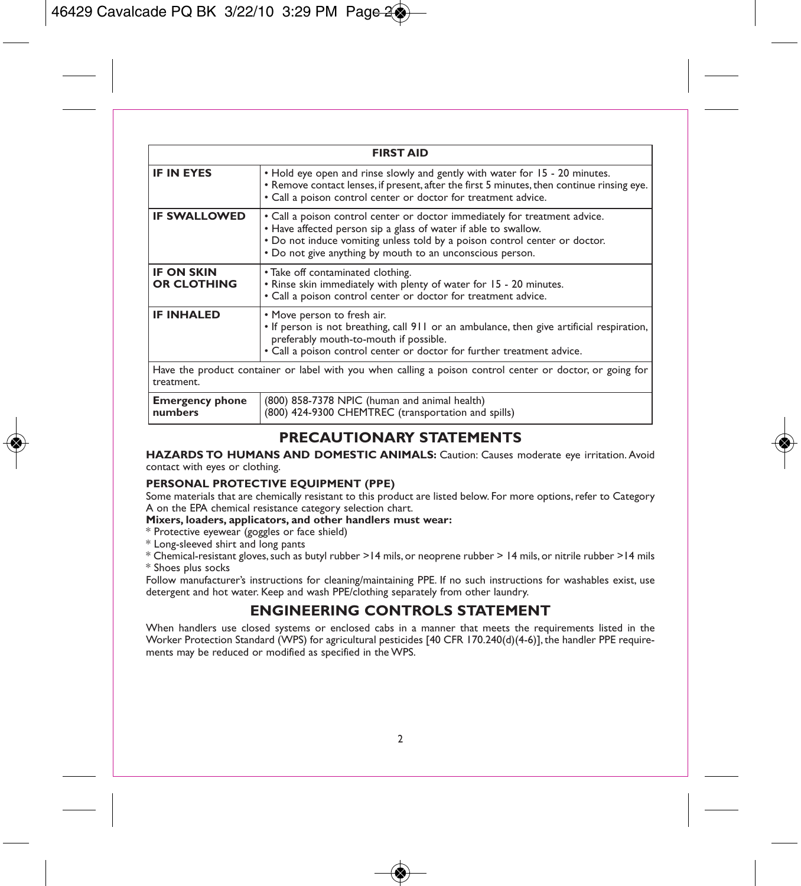| FIRST AID | |
|---|---|
| **IF IN EYES** | • Hold eye open and rinse slowly and gently with water for 15 - 20 minutes.<br>• Remove contact lenses, if present, after the first 5 minutes, then continue rinsing eye.<br>• Call a poison control center or doctor for treatment advice. |
| **IF SWALLOWED** | • Call a poison control center or doctor immediately for treatment advice.<br>• Have affected person sip a glass of water if able to swallow.<br>• Do not induce vomiting unless told by a poison control center or doctor.<br>• Do not give anything by mouth to an unconscious person. |
| **IF ON SKIN OR CLOTHING** | • Take off contaminated clothing.<br>• Rinse skin immediately with plenty of water for 15 - 20 minutes.<br>• Call a poison control center or doctor for treatment advice. |
| **IF INHALED** | • Move person to fresh air.<br>• If person is not breathing, call 911 or an ambulance, then give artificial respiration, preferably mouth-to-mouth if possible.<br>• Call a poison control center or doctor for further treatment advice. |
| Have the product container or label with you when calling a poison control center or doctor, or going for treatment. | |
| **Emergency phone numbers** | (800) 858-7378 NPIC (human and animal health)<br>(800) 424-9300 CHEMTREC (transportation and spills) |

## PRECAUTIONARY STATEMENTS

**HAZARDS TO HUMANS AND DOMESTIC ANIMALS:** Caution: Causes moderate eye irritation. Avoid contact with eyes or clothing.

**PERSONAL PROTECTIVE EQUIPMENT (PPE)**

Some materials that are chemically resistant to this product are listed below. For more options, refer to Category A on the EPA chemical resistance category selection chart.

**Mixers, loaders, applicators, and other handlers must wear:**

* Protective eyewear (goggles or face shield)
* Long-sleeved shirt and long pants
* Chemical-resistant gloves, such as butyl rubber >14 mils, or neoprene rubber > 14 mils, or nitrile rubber >14 mils
* Shoes plus socks

Follow manufacturer's instructions for cleaning/maintaining PPE. If no such instructions for washables exist, use detergent and hot water. Keep and wash PPE/clothing separately from other laundry.

## ENGINEERING CONTROLS STATEMENT

When handlers use closed systems or enclosed cabs in a manner that meets the requirements listed in the Worker Protection Standard (WPS) for agricultural pesticides [40 CFR 170.240(d)(4-6)], the handler PPE requirements may be reduced or modified as specified in the WPS.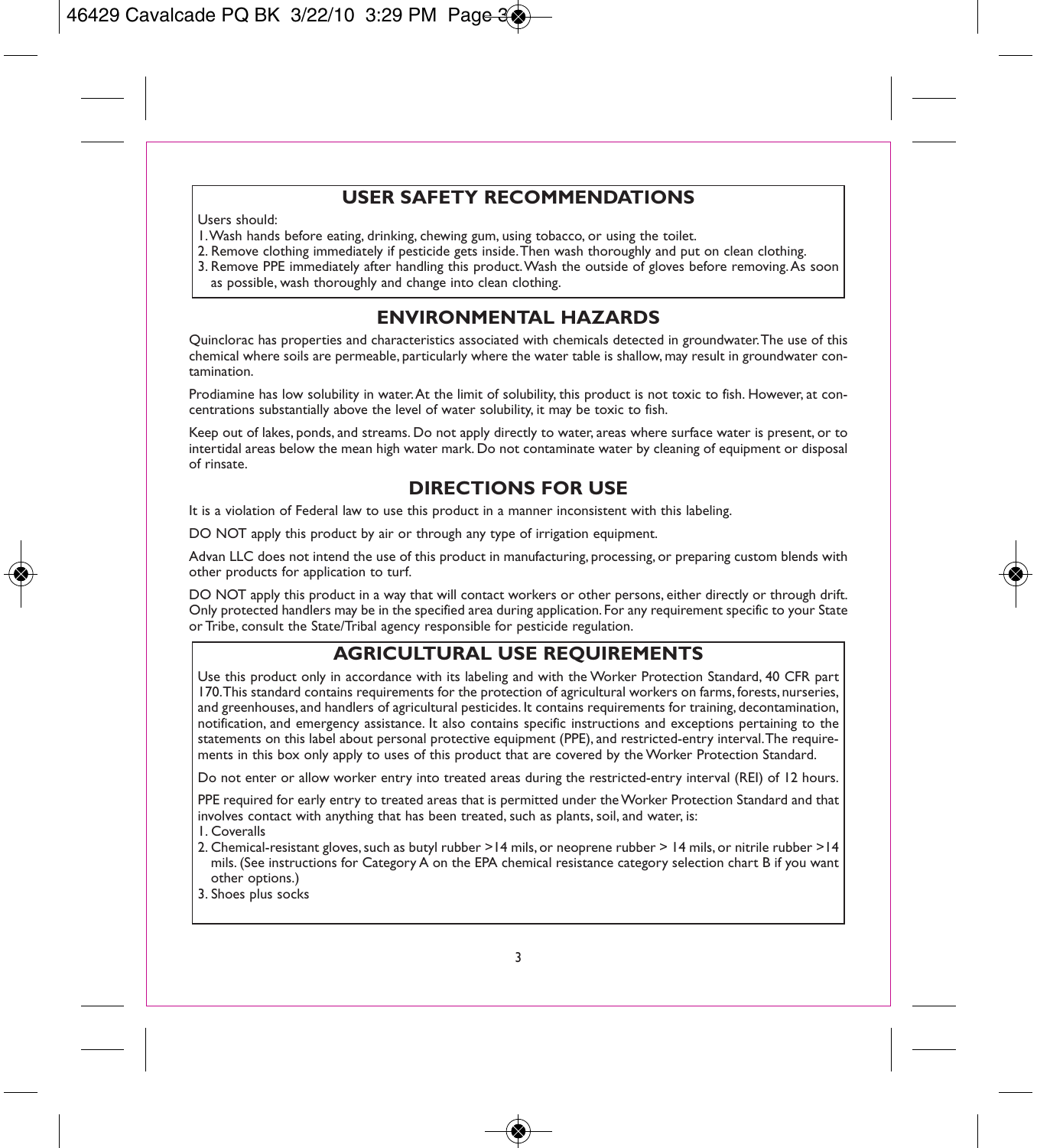## USER SAFETY RECOMMENDATIONS

Users should:

1. Wash hands before eating, drinking, chewing gum, using tobacco, or using the toilet.
2. Remove clothing immediately if pesticide gets inside. Then wash thoroughly and put on clean clothing.
3. Remove PPE immediately after handling this product. Wash the outside of gloves before removing. As soon as possible, wash thoroughly and change into clean clothing.

## ENVIRONMENTAL HAZARDS

Quinclorac has properties and characteristics associated with chemicals detected in groundwater. The use of this chemical where soils are permeable, particularly where the water table is shallow, may result in groundwater contamination.

Prodiamine has low solubility in water. At the limit of solubility, this product is not toxic to fish. However, at concentrations substantially above the level of water solubility, it may be toxic to fish.

Keep out of lakes, ponds, and streams. Do not apply directly to water, areas where surface water is present, or to intertidal areas below the mean high water mark. Do not contaminate water by cleaning of equipment or disposal of rinsate.

## DIRECTIONS FOR USE

It is a violation of Federal law to use this product in a manner inconsistent with this labeling.

DO NOT apply this product by air or through any type of irrigation equipment.

Advan LLC does not intend the use of this product in manufacturing, processing, or preparing custom blends with other products for application to turf.

DO NOT apply this product in a way that will contact workers or other persons, either directly or through drift. Only protected handlers may be in the specified area during application. For any requirement specific to your State or Tribe, consult the State/Tribal agency responsible for pesticide regulation.

## AGRICULTURAL USE REQUIREMENTS

Use this product only in accordance with its labeling and with the Worker Protection Standard, 40 CFR part 170. This standard contains requirements for the protection of agricultural workers on farms, forests, nurseries, and greenhouses, and handlers of agricultural pesticides. It contains requirements for training, decontamination, notification, and emergency assistance. It also contains specific instructions and exceptions pertaining to the statements on this label about personal protective equipment (PPE), and restricted-entry interval. The requirements in this box only apply to uses of this product that are covered by the Worker Protection Standard.

Do not enter or allow worker entry into treated areas during the restricted-entry interval (REI) of 12 hours.

PPE required for early entry to treated areas that is permitted under the Worker Protection Standard and that involves contact with anything that has been treated, such as plants, soil, and water, is:

1. Coveralls
2. Chemical-resistant gloves, such as butyl rubber >14 mils, or neoprene rubber > 14 mils, or nitrile rubber >14 mils. (See instructions for Category A on the EPA chemical resistance category selection chart B if you want other options.)
3. Shoes plus socks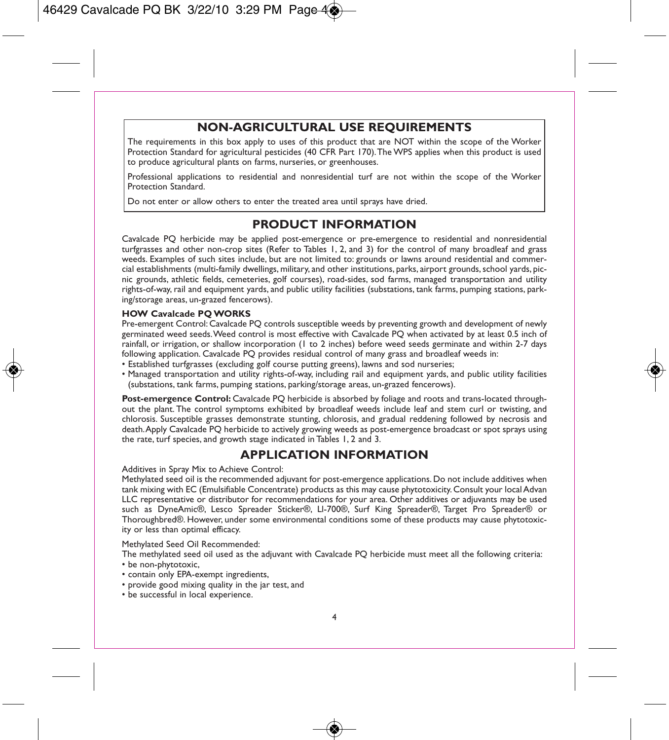## NON-AGRICULTURAL USE REQUIREMENTS

The requirements in this box apply to uses of this product that are NOT within the scope of the Worker Protection Standard for agricultural pesticides (40 CFR Part 170). The WPS applies when this product is used to produce agricultural plants on farms, nurseries, or greenhouses.

Professional applications to residential and nonresidential turf are not within the scope of the Worker Protection Standard.

Do not enter or allow others to enter the treated area until sprays have dried.

## PRODUCT INFORMATION

Cavalcade PQ herbicide may be applied post-emergence or pre-emergence to residential and nonresidential turfgrasses and other non-crop sites (Refer to Tables 1, 2, and 3) for the control of many broadleaf and grass weeds. Examples of such sites include, but are not limited to: grounds or lawns around residential and commercial establishments (multi-family dwellings, military, and other institutions, parks, airport grounds, school yards, picnic grounds, athletic fields, cemeteries, golf courses), road-sides, sod farms, managed transportation and utility rights-of-way, rail and equipment yards, and public utility facilities (substations, tank farms, pumping stations, parking/storage areas, un-grazed fencerows).

### HOW Cavalcade PQ WORKS

Pre-emergent Control: Cavalcade PQ controls susceptible weeds by preventing growth and development of newly germinated weed seeds. Weed control is most effective with Cavalcade PQ when activated by at least 0.5 inch of rainfall, or irrigation, or shallow incorporation (1 to 2 inches) before weed seeds germinate and within 2-7 days following application. Cavalcade PQ provides residual control of many grass and broadleaf weeds in:

- Established turfgrasses (excluding golf course putting greens), lawns and sod nurseries;
- Managed transportation and utility rights-of-way, including rail and equipment yards, and public utility facilities (substations, tank farms, pumping stations, parking/storage areas, un-grazed fencerows).

**Post-emergence Control:** Cavalcade PQ herbicide is absorbed by foliage and roots and trans-located throughout the plant. The control symptoms exhibited by broadleaf weeds include leaf and stem curl or twisting, and chlorosis. Susceptible grasses demonstrate stunting, chlorosis, and gradual reddening followed by necrosis and death. Apply Cavalcade PQ herbicide to actively growing weeds as post-emergence broadcast or spot sprays using the rate, turf species, and growth stage indicated in Tables 1, 2 and 3.

## APPLICATION INFORMATION

Additives in Spray Mix to Achieve Control:

Methylated seed oil is the recommended adjuvant for post-emergence applications. Do not include additives when tank mixing with EC (Emulsifiable Concentrate) products as this may cause phytotoxicity. Consult your local Advan LLC representative or distributor for recommendations for your area. Other additives or adjuvants may be used such as DyneAmic®, Lesco Spreader Sticker®, LI-700®, Surf King Spreader®, Target Pro Spreader® or Thoroughbred®. However, under some environmental conditions some of these products may cause phytotoxicity or less than optimal efficacy.

Methylated Seed Oil Recommended:

The methylated seed oil used as the adjuvant with Cavalcade PQ herbicide must meet all the following criteria:

- be non-phytotoxic,
- contain only EPA-exempt ingredients,
- provide good mixing quality in the jar test, and
- be successful in local experience.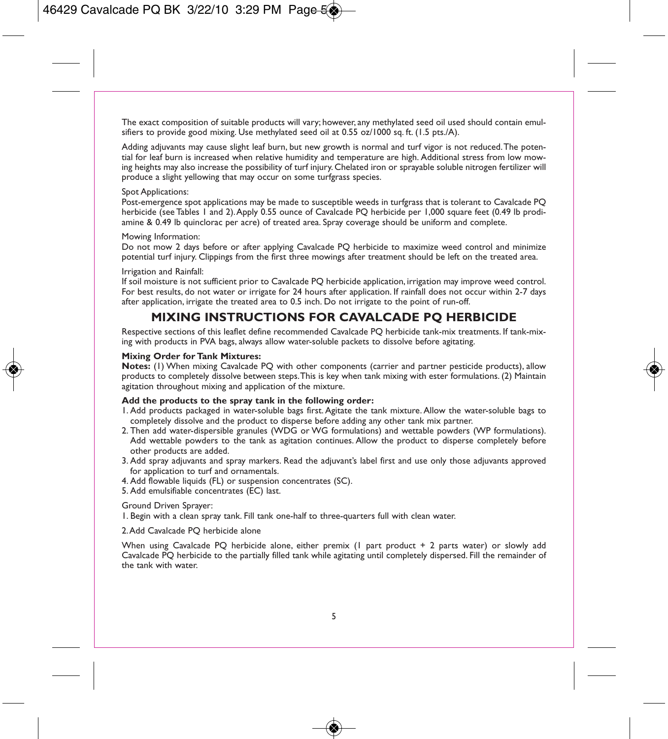The exact composition of suitable products will vary; however, any methylated seed oil used should contain emulsifiers to provide good mixing. Use methylated seed oil at 0.55 oz/1000 sq. ft. (1.5 pts./A).

Adding adjuvants may cause slight leaf burn, but new growth is normal and turf vigor is not reduced. The potential for leaf burn is increased when relative humidity and temperature are high. Additional stress from low mowing heights may also increase the possibility of turf injury. Chelated iron or sprayable soluble nitrogen fertilizer will produce a slight yellowing that may occur on some turfgrass species.

Spot Applications:
Post-emergence spot applications may be made to susceptible weeds in turfgrass that is tolerant to Cavalcade PQ herbicide (see Tables 1 and 2). Apply 0.55 ounce of Cavalcade PQ herbicide per 1,000 square feet (0.49 lb prodiamine & 0.49 lb quinclorac per acre) of treated area. Spray coverage should be uniform and complete.

Mowing Information:
Do not mow 2 days before or after applying Cavalcade PQ herbicide to maximize weed control and minimize potential turf injury. Clippings from the first three mowings after treatment should be left on the treated area.

Irrigation and Rainfall:
If soil moisture is not sufficient prior to Cavalcade PQ herbicide application, irrigation may improve weed control. For best results, do not water or irrigate for 24 hours after application. If rainfall does not occur within 2-7 days after application, irrigate the treated area to 0.5 inch. Do not irrigate to the point of run-off.

## MIXING INSTRUCTIONS FOR CAVALCADE PQ HERBICIDE

Respective sections of this leaflet define recommended Cavalcade PQ herbicide tank-mix treatments. If tank-mixing with products in PVA bags, always allow water-soluble packets to dissolve before agitating.

**Mixing Order for Tank Mixtures:**
**Notes:** (1) When mixing Cavalcade PQ with other components (carrier and partner pesticide products), allow products to completely dissolve between steps. This is key when tank mixing with ester formulations. (2) Maintain agitation throughout mixing and application of the mixture.

**Add the products to the spray tank in the following order:**

1. Add products packaged in water-soluble bags first. Agitate the tank mixture. Allow the water-soluble bags to completely dissolve and the product to disperse before adding any other tank mix partner.
2. Then add water-dispersible granules (WDG or WG formulations) and wettable powders (WP formulations). Add wettable powders to the tank as agitation continues. Allow the product to disperse completely before other products are added.
3. Add spray adjuvants and spray markers. Read the adjuvant's label first and use only those adjuvants approved for application to turf and ornamentals.
4. Add flowable liquids (FL) or suspension concentrates (SC).
5. Add emulsifiable concentrates (EC) last.

Ground Driven Sprayer:

1. Begin with a clean spray tank. Fill tank one-half to three-quarters full with clean water.

2. Add Cavalcade PQ herbicide alone

When using Cavalcade PQ herbicide alone, either premix (1 part product + 2 parts water) or slowly add Cavalcade PQ herbicide to the partially filled tank while agitating until completely dispersed. Fill the remainder of the tank with water.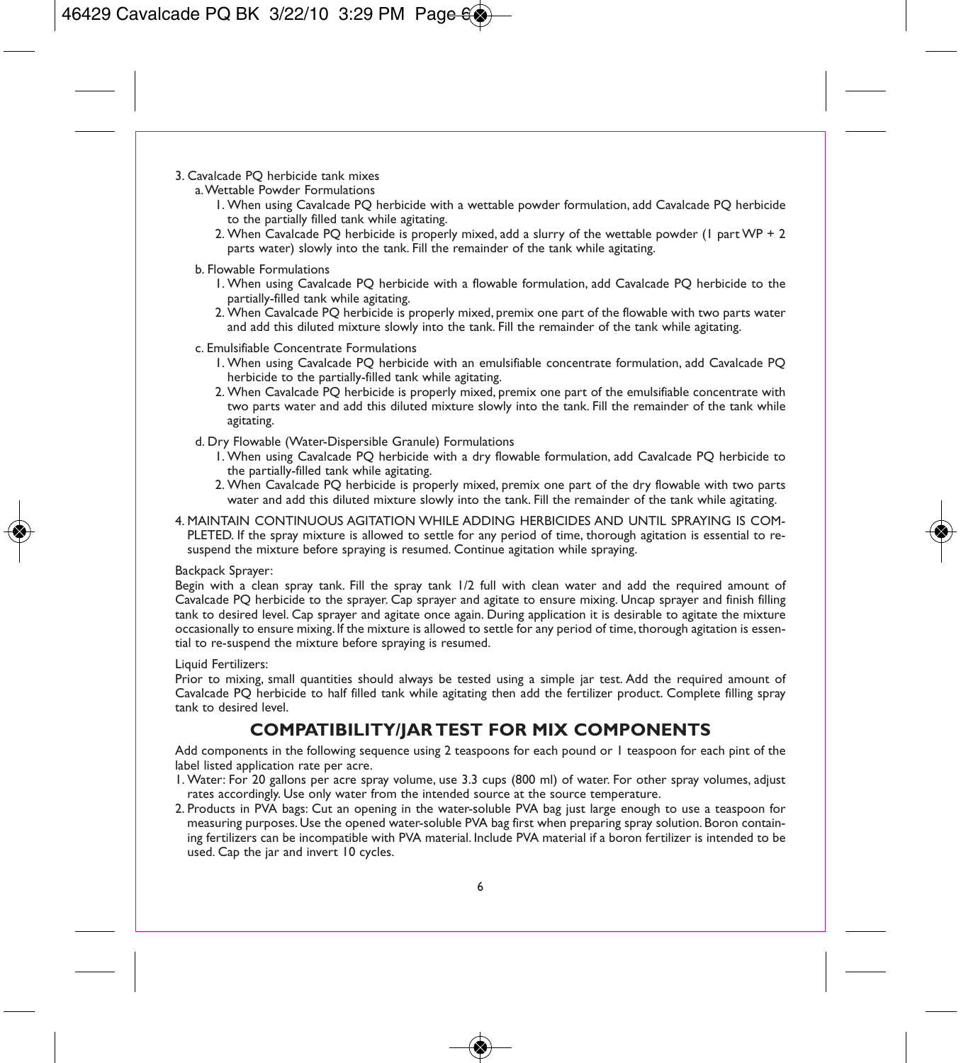3. Cavalcade PQ herbicide tank mixes
   a. Wettable Powder Formulations
      1. When using Cavalcade PQ herbicide with a wettable powder formulation, add Cavalcade PQ herbicide to the partially filled tank while agitating.
      2. When Cavalcade PQ herbicide is properly mixed, add a slurry of the wettable powder (1 part WP + 2 parts water) slowly into the tank. Fill the remainder of the tank while agitating.

   b. Flowable Formulations
      1. When using Cavalcade PQ herbicide with a flowable formulation, add Cavalcade PQ herbicide to the partially-filled tank while agitating.
      2. When Cavalcade PQ herbicide is properly mixed, premix one part of the flowable with two parts water and add this diluted mixture slowly into the tank. Fill the remainder of the tank while agitating.

   c. Emulsifiable Concentrate Formulations
      1. When using Cavalcade PQ herbicide with an emulsifiable concentrate formulation, add Cavalcade PQ herbicide to the partially-filled tank while agitating.
      2. When Cavalcade PQ herbicide is properly mixed, premix one part of the emulsifiable concentrate with two parts water and add this diluted mixture slowly into the tank. Fill the remainder of the tank while agitating.

   d. Dry Flowable (Water-Dispersible Granule) Formulations
      1. When using Cavalcade PQ herbicide with a dry flowable formulation, add Cavalcade PQ herbicide to the partially-filled tank while agitating.
      2. When Cavalcade PQ herbicide is properly mixed, premix one part of the dry flowable with two parts water and add this diluted mixture slowly into the tank. Fill the remainder of the tank while agitating.

4. MAINTAIN CONTINUOUS AGITATION WHILE ADDING HERBICIDES AND UNTIL SPRAYING IS COMPLETED. If the spray mixture is allowed to settle for any period of time, thorough agitation is essential to re-suspend the mixture before spraying is resumed. Continue agitation while spraying.

Backpack Sprayer:
Begin with a clean spray tank. Fill the spray tank 1/2 full with clean water and add the required amount of Cavalcade PQ herbicide to the sprayer. Cap sprayer and agitate to ensure mixing. Uncap sprayer and finish filling tank to desired level. Cap sprayer and agitate once again. During application it is desirable to agitate the mixture occasionally to ensure mixing. If the mixture is allowed to settle for any period of time, thorough agitation is essential to re-suspend the mixture before spraying is resumed.

Liquid Fertilizers:
Prior to mixing, small quantities should always be tested using a simple jar test. Add the required amount of Cavalcade PQ herbicide to half filled tank while agitating then add the fertilizer product. Complete filling spray tank to desired level.

## COMPATIBILITY/JAR TEST FOR MIX COMPONENTS

Add components in the following sequence using 2 teaspoons for each pound or 1 teaspoon for each pint of the label listed application rate per acre.

1. Water: For 20 gallons per acre spray volume, use 3.3 cups (800 ml) of water. For other spray volumes, adjust rates accordingly. Use only water from the intended source at the source temperature.
2. Products in PVA bags: Cut an opening in the water-soluble PVA bag just large enough to use a teaspoon for measuring purposes. Use the opened water-soluble PVA bag first when preparing spray solution. Boron containing fertilizers can be incompatible with PVA material. Include PVA material if a boron fertilizer is intended to be used. Cap the jar and invert 10 cycles.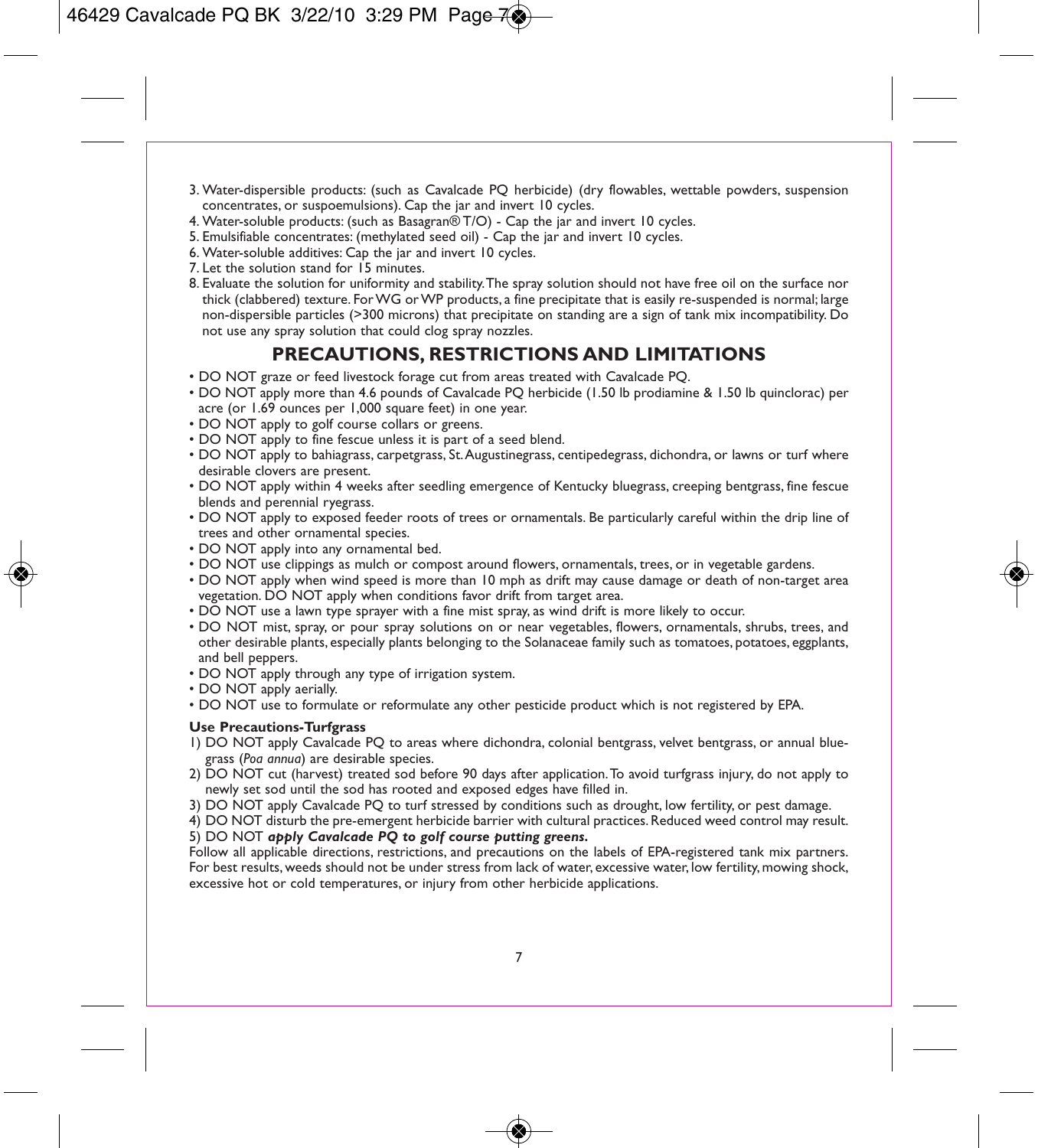3. Water-dispersible products: (such as Cavalcade PQ herbicide) (dry flowables, wettable powders, suspension concentrates, or suspoemulsions). Cap the jar and invert 10 cycles.
4. Water-soluble products: (such as Basagran® T/O) - Cap the jar and invert 10 cycles.
5. Emulsifiable concentrates: (methylated seed oil) - Cap the jar and invert 10 cycles.
6. Water-soluble additives: Cap the jar and invert 10 cycles.
7. Let the solution stand for 15 minutes.
8. Evaluate the solution for uniformity and stability. The spray solution should not have free oil on the surface nor thick (clabbered) texture. For WG or WP products, a fine precipitate that is easily re-suspended is normal; large non-dispersible particles (>300 microns) that precipitate on standing are a sign of tank mix incompatibility. Do not use any spray solution that could clog spray nozzles.

## PRECAUTIONS, RESTRICTIONS AND LIMITATIONS

- DO NOT graze or feed livestock forage cut from areas treated with Cavalcade PQ.
- DO NOT apply more than 4.6 pounds of Cavalcade PQ herbicide (1.50 lb prodiamine & 1.50 lb quinclorac) per acre (or 1.69 ounces per 1,000 square feet) in one year.
- DO NOT apply to golf course collars or greens.
- DO NOT apply to fine fescue unless it is part of a seed blend.
- DO NOT apply to bahiagrass, carpetgrass, St. Augustinegrass, centipedegrass, dichondra, or lawns or turf where desirable clovers are present.
- DO NOT apply within 4 weeks after seedling emergence of Kentucky bluegrass, creeping bentgrass, fine fescue blends and perennial ryegrass.
- DO NOT apply to exposed feeder roots of trees or ornamentals. Be particularly careful within the drip line of trees and other ornamental species.
- DO NOT apply into any ornamental bed.
- DO NOT use clippings as mulch or compost around flowers, ornamentals, trees, or in vegetable gardens.
- DO NOT apply when wind speed is more than 10 mph as drift may cause damage or death of non-target area vegetation. DO NOT apply when conditions favor drift from target area.
- DO NOT use a lawn type sprayer with a fine mist spray, as wind drift is more likely to occur.
- DO NOT mist, spray, or pour spray solutions on or near vegetables, flowers, ornamentals, shrubs, trees, and other desirable plants, especially plants belonging to the Solanaceae family such as tomatoes, potatoes, eggplants, and bell peppers.
- DO NOT apply through any type of irrigation system.
- DO NOT apply aerially.
- DO NOT use to formulate or reformulate any other pesticide product which is not registered by EPA.

**Use Precautions-Turfgrass**

1) DO NOT apply Cavalcade PQ to areas where dichondra, colonial bentgrass, velvet bentgrass, or annual bluegrass (*Poa annua*) are desirable species.
2) DO NOT cut (harvest) treated sod before 90 days after application. To avoid turfgrass injury, do not apply to newly set sod until the sod has rooted and exposed edges have filled in.
3) DO NOT apply Cavalcade PQ to turf stressed by conditions such as drought, low fertility, or pest damage.
4) DO NOT disturb the pre-emergent herbicide barrier with cultural practices. Reduced weed control may result.
5) DO NOT ***apply Cavalcade PQ to golf course putting greens.***

Follow all applicable directions, restrictions, and precautions on the labels of EPA-registered tank mix partners. For best results, weeds should not be under stress from lack of water, excessive water, low fertility, mowing shock, excessive hot or cold temperatures, or injury from other herbicide applications.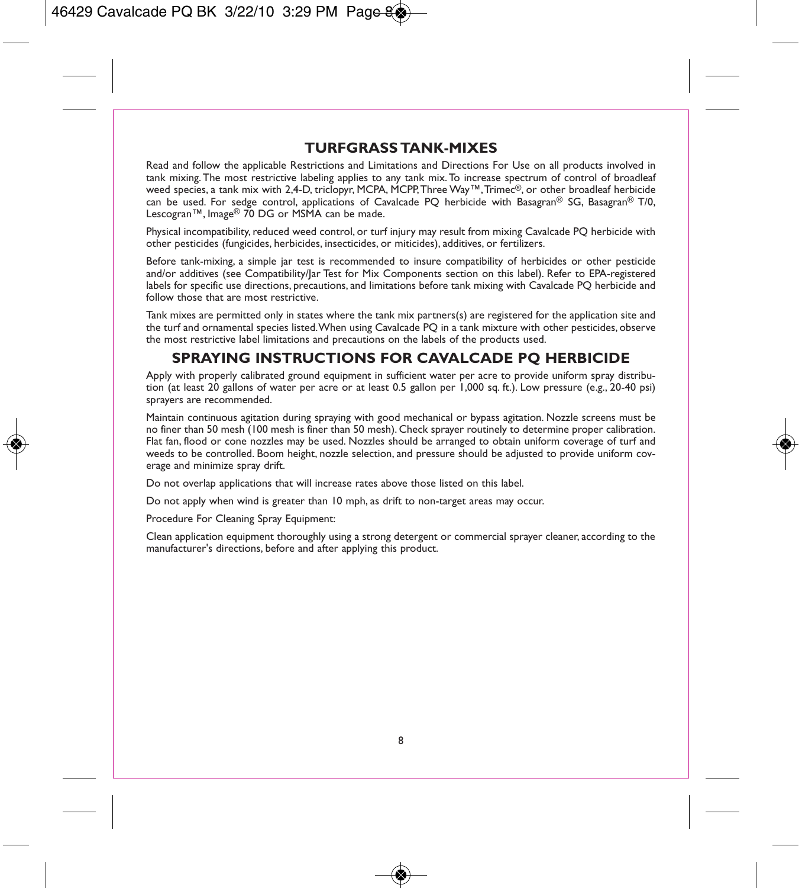## TURFGRASS TANK-MIXES

Read and follow the applicable Restrictions and Limitations and Directions For Use on all products involved in tank mixing. The most restrictive labeling applies to any tank mix. To increase spectrum of control of broadleaf weed species, a tank mix with 2,4-D, triclopyr, MCPA, MCPP, Three Way™, Trimec®, or other broadleaf herbicide can be used. For sedge control, applications of Cavalcade PQ herbicide with Basagran® SG, Basagran® T/0, Lescogran™, Image® 70 DG or MSMA can be made.

Physical incompatibility, reduced weed control, or turf injury may result from mixing Cavalcade PQ herbicide with other pesticides (fungicides, herbicides, insecticides, or miticides), additives, or fertilizers.

Before tank-mixing, a simple jar test is recommended to insure compatibility of herbicides or other pesticide and/or additives (see Compatibility/Jar Test for Mix Components section on this label). Refer to EPA-registered labels for specific use directions, precautions, and limitations before tank mixing with Cavalcade PQ herbicide and follow those that are most restrictive.

Tank mixes are permitted only in states where the tank mix partners(s) are registered for the application site and the turf and ornamental species listed. When using Cavalcade PQ in a tank mixture with other pesticides, observe the most restrictive label limitations and precautions on the labels of the products used.

## SPRAYING INSTRUCTIONS FOR CAVALCADE PQ HERBICIDE

Apply with properly calibrated ground equipment in sufficient water per acre to provide uniform spray distribution (at least 20 gallons of water per acre or at least 0.5 gallon per 1,000 sq. ft.). Low pressure (e.g., 20-40 psi) sprayers are recommended.

Maintain continuous agitation during spraying with good mechanical or bypass agitation. Nozzle screens must be no finer than 50 mesh (100 mesh is finer than 50 mesh). Check sprayer routinely to determine proper calibration. Flat fan, flood or cone nozzles may be used. Nozzles should be arranged to obtain uniform coverage of turf and weeds to be controlled. Boom height, nozzle selection, and pressure should be adjusted to provide uniform coverage and minimize spray drift.

Do not overlap applications that will increase rates above those listed on this label.

Do not apply when wind is greater than 10 mph, as drift to non-target areas may occur.

Procedure For Cleaning Spray Equipment:

Clean application equipment thoroughly using a strong detergent or commercial sprayer cleaner, according to the manufacturer's directions, before and after applying this product.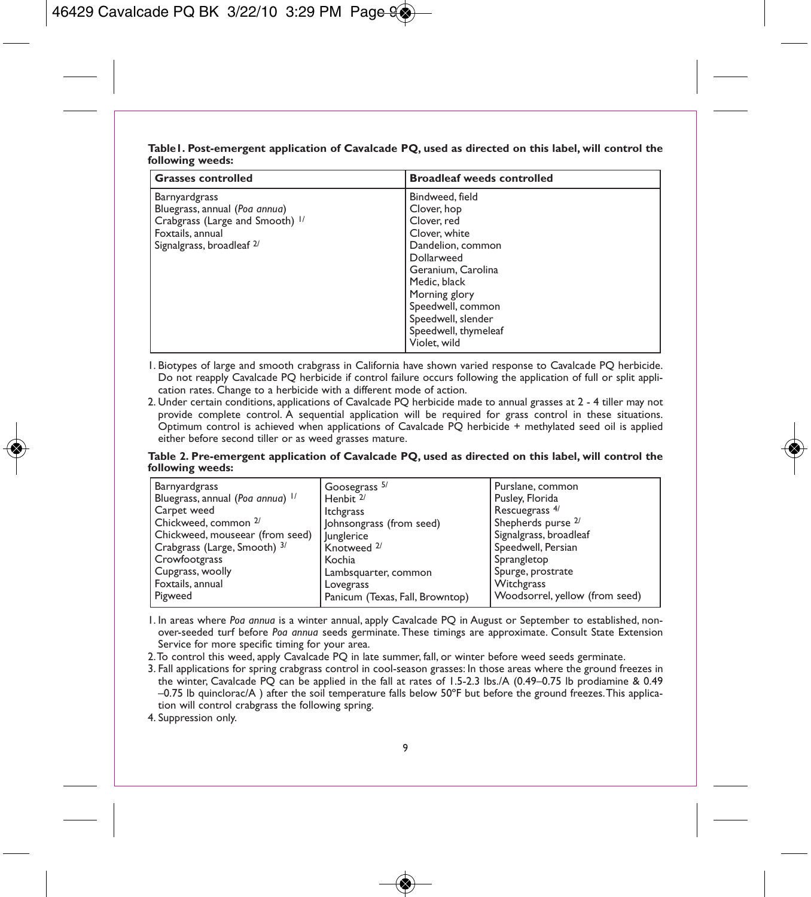**Table1. Post-emergent application of Cavalcade PQ, used as directed on this label, will control the following weeds:**

| Grasses controlled | Broadleaf weeds controlled |
|---|---|
| Barnyardgrass<br>Bluegrass, annual (*Poa annua*)<br>Crabgrass (Large and Smooth) [1/]<br>Foxtails, annual<br>Signalgrass, broadleaf [2/] | Bindweed, field<br>Clover, hop<br>Clover, red<br>Clover, white<br>Dandelion, common<br>Dollarweed<br>Geranium, Carolina<br>Medic, black<br>Morning glory<br>Speedwell, common<br>Speedwell, slender<br>Speedwell, thymeleaf<br>Violet, wild |

1. Biotypes of large and smooth crabgrass in California have shown varied response to Cavalcade PQ herbicide. Do not reapply Cavalcade PQ herbicide if control failure occurs following the application of full or split application rates. Change to a herbicide with a different mode of action.
2. Under certain conditions, applications of Cavalcade PQ herbicide made to annual grasses at 2 - 4 tiller may not provide complete control. A sequential application will be required for grass control in these situations. Optimum control is achieved when applications of Cavalcade PQ herbicide + methylated seed oil is applied either before second tiller or as weed grasses mature.

**Table 2. Pre-emergent application of Cavalcade PQ, used as directed on this label, will control the following weeds:**

| | | |
|---|---|---|
| Barnyardgrass<br>Bluegrass, annual (*Poa annua*) [1/]<br>Carpet weed<br>Chickweed, common [2/]<br>Chickweed, mouseear (from seed)<br>Crabgrass (Large, Smooth) [3/]<br>Crowfootgrass<br>Cupgrass, woolly<br>Foxtails, annual<br>Pigweed | Goosegrass [5/]<br>Henbit [2/]<br>Itchgrass<br>Johnsongrass (from seed)<br>Junglerice<br>Knotweed [2/]<br>Kochia<br>Lambsquarter, common<br>Lovegrass<br>Panicum (Texas, Fall, Browntop) | Purslane, common<br>Pusley, Florida<br>Rescuegrass [4/]<br>Shepherds purse [2/]<br>Signalgrass, broadleaf<br>Speedwell, Persian<br>Sprangletop<br>Spurge, prostrate<br>Witchgrass<br>Woodsorrel, yellow (from seed) |

1. In areas where *Poa annua* is a winter annual, apply Cavalcade PQ in August or September to established, non-over-seeded turf before *Poa annua* seeds germinate. These timings are approximate. Consult State Extension Service for more specific timing for your area.
2. To control this weed, apply Cavalcade PQ in late summer, fall, or winter before weed seeds germinate.
3. Fall applications for spring crabgrass control in cool-season grasses: In those areas where the ground freezes in the winter, Cavalcade PQ can be applied in the fall at rates of 1.5-2.3 lbs./A (0.49–0.75 lb prodiamine & 0.49 –0.75 lb quinclorac/A ) after the soil temperature falls below 50°F but before the ground freezes. This application will control crabgrass the following spring.
4. Suppression only.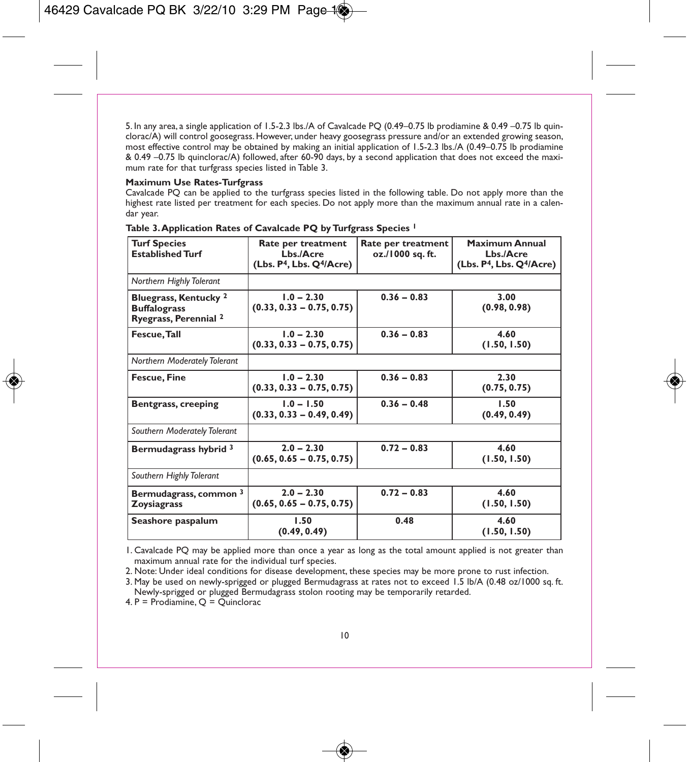5. In any area, a single application of 1.5-2.3 lbs./A of Cavalcade PQ (0.49–0.75 lb prodiamine & 0.49 –0.75 lb quinclorac/A) will control goosegrass. However, under heavy goosegrass pressure and/or an extended growing season, most effective control may be obtained by making an initial application of 1.5-2.3 lbs./A (0.49–0.75 lb prodiamine & 0.49 –0.75 lb quinclorac/A) followed, after 60-90 days, by a second application that does not exceed the maximum rate for that turfgrass species listed in Table 3.

**Maximum Use Rates-Turfgrass**

Cavalcade PQ can be applied to the turfgrass species listed in the following table. Do not apply more than the highest rate listed per treatment for each species. Do not apply more than the maximum annual rate in a calendar year.

**Table 3. Application Rates of Cavalcade PQ by Turfgrass Species [1]**

| Turf Species Established Turf | Rate per treatment Lbs./Acre (Lbs. P[4], Lbs. Q[4]/Acre) | Rate per treatment oz./1000 sq. ft. | Maximum Annual Lbs./Acre (Lbs. P[4], Lbs. Q[4]/Acre) |
|---|---|---|---|
| *Northern Highly Tolerant* | | | |
| **Bluegrass, Kentucky [2]**<br>**Buffalograss**<br>**Ryegrass, Perennial [2]** | **1.0 – 2.30 (0.33, 0.33 – 0.75, 0.75)** | **0.36 – 0.83** | **3.00 (0.98, 0.98)** |
| **Fescue, Tall** | **1.0 – 2.30 (0.33, 0.33 – 0.75, 0.75)** | **0.36 – 0.83** | **4.60 (1.50, 1.50)** |
| *Northern Moderately Tolerant* | | | |
| **Fescue, Fine** | **1.0 – 2.30 (0.33, 0.33 – 0.75, 0.75)** | **0.36 – 0.83** | **2.30 (0.75, 0.75)** |
| **Bentgrass, creeping** | **1.0 – 1.50 (0.33, 0.33 – 0.49, 0.49)** | **0.36 – 0.48** | **1.50 (0.49, 0.49)** |
| *Southern Moderately Tolerant* | | | |
| **Bermudagrass hybrid [3]** | **2.0 – 2.30 (0.65, 0.65 – 0.75, 0.75)** | **0.72 – 0.83** | **4.60 (1.50, 1.50)** |
| *Southern Highly Tolerant* | | | |
| **Bermudagrass, common [3]**<br>**Zoysiagrass** | **2.0 – 2.30 (0.65, 0.65 – 0.75, 0.75)** | **0.72 – 0.83** | **4.60 (1.50, 1.50)** |
| **Seashore paspalum** | **1.50 (0.49, 0.49)** | **0.48** | **4.60 (1.50, 1.50)** |

1. Cavalcade PQ may be applied more than once a year as long as the total amount applied is not greater than maximum annual rate for the individual turf species.
2. Note: Under ideal conditions for disease development, these species may be more prone to rust infection.
3. May be used on newly-sprigged or plugged Bermudagrass at rates not to exceed 1.5 lb/A (0.48 oz/1000 sq. ft. Newly-sprigged or plugged Bermudagrass stolon rooting may be temporarily retarded.
4. P = Prodiamine, Q = Quinclorac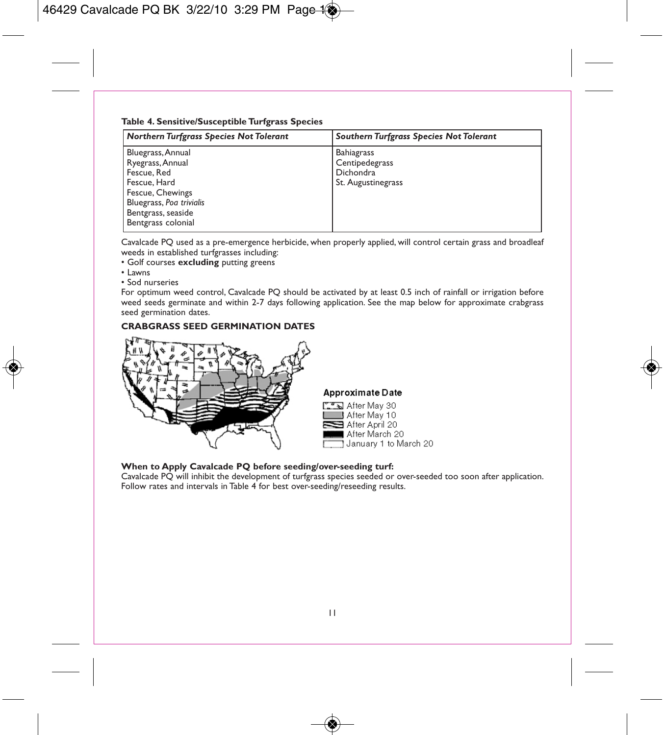**Table 4. Sensitive/Susceptible Turfgrass Species**

| *Northern Turfgrass Species Not Tolerant* | *Southern Turfgrass Species Not Tolerant* |
|---|---|
| Bluegrass, Annual<br>Ryegrass, Annual<br>Fescue, Red<br>Fescue, Hard<br>Fescue, Chewings<br>Bluegrass, *Poa trivialis*<br>Bentgrass, seaside<br>Bentgrass colonial | Bahiagrass<br>Centipedegrass<br>Dichondra<br>St. Augustinegrass |

Cavalcade PQ used as a pre-emergence herbicide, when properly applied, will control certain grass and broadleaf weeds in established turfgrasses including:

- Golf courses **excluding** putting greens
- Lawns
- Sod nurseries

For optimum weed control, Cavalcade PQ should be activated by at least 0.5 inch of rainfall or irrigation before weed seeds germinate and within 2-7 days following application. See the map below for approximate crabgrass seed germination dates.

**CRABGRASS SEED GERMINATION DATES**

Approximate Date

After May 30

After May 10

After April 20

After March 20

January 1 to March 20

**When to Apply Cavalcade PQ before seeding/over-seeding turf:**

Cavalcade PQ will inhibit the development of turfgrass species seeded or over-seeded too soon after application. Follow rates and intervals in Table 4 for best over-seeding/reseeding results.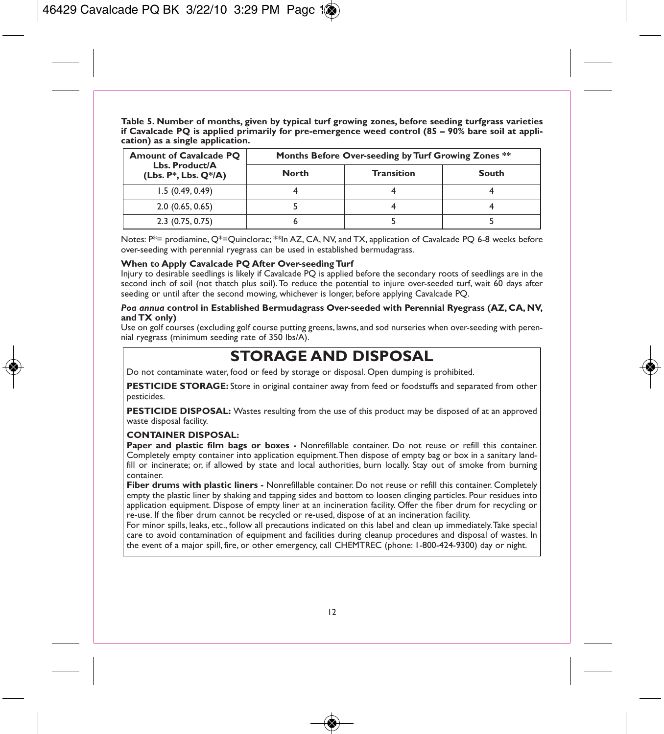**Table 5. Number of months, given by typical turf growing zones, before seeding turfgrass varieties if Cavalcade PQ is applied primarily for pre-emergence weed control (85 – 90% bare soil at application) as a single application.**

| Amount of Cavalcade PQ Lbs. Product/A (Lbs. P*, Lbs. Q*/A) | Months Before Over-seeding by Turf Growing Zones ** | | |
|---|---|---|---|
| | North | Transition | South |
| 1.5 (0.49, 0.49) | 4 | 4 | 4 |
| 2.0 (0.65, 0.65) | 5 | 4 | 4 |
| 2.3 (0.75, 0.75) | 6 | 5 | 5 |

Notes: P*= prodiamine, Q*=Quinclorac; **In AZ, CA, NV, and TX, application of Cavalcade PQ 6-8 weeks before over-seeding with perennial ryegrass can be used in established bermudagrass.

**When to Apply Cavalcade PQ After Over-seeding Turf**

Injury to desirable seedlings is likely if Cavalcade PQ is applied before the secondary roots of seedlings are in the second inch of soil (not thatch plus soil). To reduce the potential to injure over-seeded turf, wait 60 days after seeding or until after the second mowing, whichever is longer, before applying Cavalcade PQ.

***Poa annua* control in Established Bermudagrass Over-seeded with Perennial Ryegrass (AZ, CA, NV, and TX only)**

Use on golf courses (excluding golf course putting greens, lawns, and sod nurseries when over-seeding with perennial ryegrass (minimum seeding rate of 350 lbs/A).

# STORAGE AND DISPOSAL

Do not contaminate water, food or feed by storage or disposal. Open dumping is prohibited.

**PESTICIDE STORAGE:** Store in original container away from feed or foodstuffs and separated from other pesticides.

**PESTICIDE DISPOSAL:** Wastes resulting from the use of this product may be disposed of at an approved waste disposal facility.

**CONTAINER DISPOSAL:**

**Paper and plastic film bags or boxes -** Nonrefillable container. Do not reuse or refill this container. Completely empty container into application equipment. Then dispose of empty bag or box in a sanitary landfill or incinerate; or, if allowed by state and local authorities, burn locally. Stay out of smoke from burning container.

**Fiber drums with plastic liners -** Nonrefillable container. Do not reuse or refill this container. Completely empty the plastic liner by shaking and tapping sides and bottom to loosen clinging particles. Pour residues into application equipment. Dispose of empty liner at an incineration facility. Offer the fiber drum for recycling or re-use. If the fiber drum cannot be recycled or re-used, dispose of at an incineration facility.

For minor spills, leaks, etc., follow all precautions indicated on this label and clean up immediately. Take special care to avoid contamination of equipment and facilities during cleanup procedures and disposal of wastes. In the event of a major spill, fire, or other emergency, call CHEMTREC (phone: 1-800-424-9300) day or night.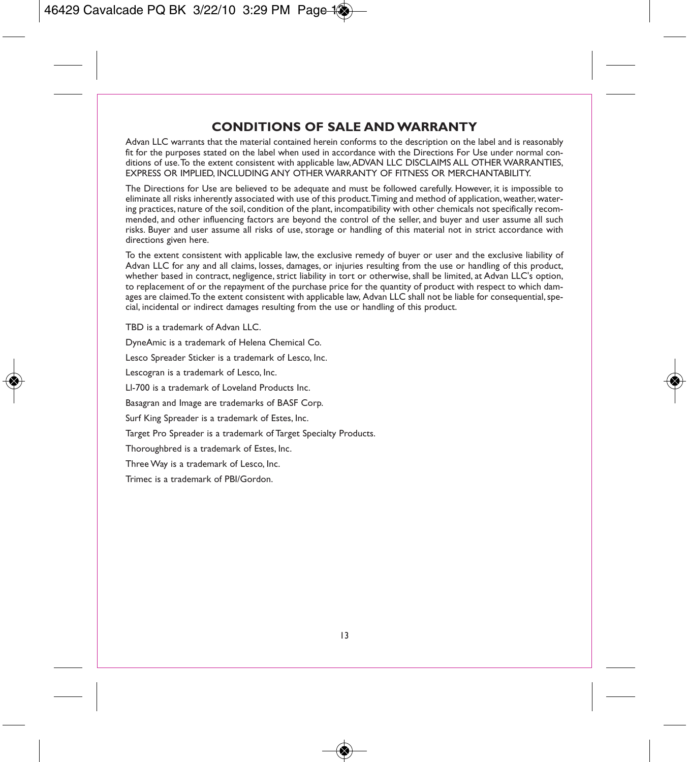## CONDITIONS OF SALE AND WARRANTY

Advan LLC warrants that the material contained herein conforms to the description on the label and is reasonably fit for the purposes stated on the label when used in accordance with the Directions For Use under normal conditions of use. To the extent consistent with applicable law, ADVAN LLC DISCLAIMS ALL OTHER WARRANTIES, EXPRESS OR IMPLIED, INCLUDING ANY OTHER WARRANTY OF FITNESS OR MERCHANTABILITY.

The Directions for Use are believed to be adequate and must be followed carefully. However, it is impossible to eliminate all risks inherently associated with use of this product. Timing and method of application, weather, watering practices, nature of the soil, condition of the plant, incompatibility with other chemicals not specifically recommended, and other influencing factors are beyond the control of the seller, and buyer and user assume all such risks. Buyer and user assume all risks of use, storage or handling of this material not in strict accordance with directions given here.

To the extent consistent with applicable law, the exclusive remedy of buyer or user and the exclusive liability of Advan LLC for any and all claims, losses, damages, or injuries resulting from the use or handling of this product, whether based in contract, negligence, strict liability in tort or otherwise, shall be limited, at Advan LLC's option, to replacement of or the repayment of the purchase price for the quantity of product with respect to which damages are claimed. To the extent consistent with applicable law, Advan LLC shall not be liable for consequential, special, incidental or indirect damages resulting from the use or handling of this product.

TBD is a trademark of Advan LLC.

DyneAmic is a trademark of Helena Chemical Co.

Lesco Spreader Sticker is a trademark of Lesco, Inc.

Lescogran is a trademark of Lesco, Inc.

LI-700 is a trademark of Loveland Products Inc.

Basagran and Image are trademarks of BASF Corp.

Surf King Spreader is a trademark of Estes, Inc.

Target Pro Spreader is a trademark of Target Specialty Products.

Thoroughbred is a trademark of Estes, Inc.

Three Way is a trademark of Lesco, Inc.

Trimec is a trademark of PBI/Gordon.